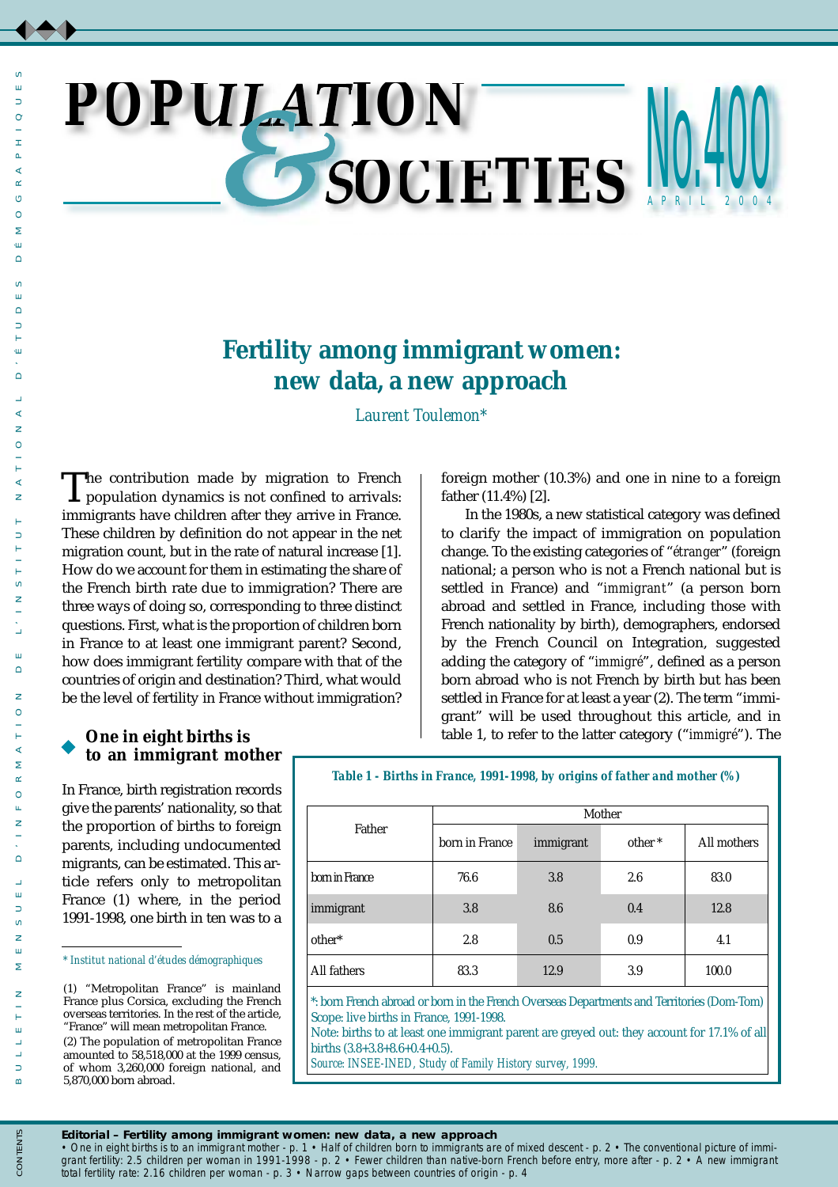# POPULATION & SOCIETIES No.400

APRIL 2004

## Fertility among immigrant women: new data, a new approach

*Laurent Toulemon\**

The contribution made by migration to French population dynamics is not confined to arrivals: immigrants have children after they arrive in France. These children by definition do not appear in the net migration count, but in the rate of natural increase [1]. How do we account for them in estimating the share of the French birth rate due to immigration? There are three ways of doing so, corresponding to three distinct questions. First, what is the proportion of children born in France to at least one immigrant parent? Second, how does immigrant fertility compare with that of the countries of origin and destination? Third, what would be the level of fertility in France without immigration?

### One in eight births is to an immigrant mother

In France, birth registration records give the parents' nationality, so that the proportion of births to foreign parents, including undocumented migrants, can be estimated. This article refers only to metropolitan France (1) where, in the period 1991-1998, one birth in ten was to a foreign mother (10.3%) and one in nine to a foreign father (11.4%) [2].

In the 1980s, a new statistical category was defined to clarify the impact of immigration on population change. To the existing categories of "*étranger*" (foreign national; a person who is not a French national but is settled in France) and "*immigrant*" (a person born abroad and settled in France, including those with French nationality by birth), demographers, endorsed by the French Council on Integration, suggested adding the category of "*immigré*", defined as a person born abroad who is not French by birth but has been settled in France for at least a year (2). The term "immigrant" will be used throughout this article, and in table 1, to refer to the latter category ("*immigré*"). The

***Table 1 - Births in France, 1991-1998, by origins of father and mother (%)***

| Father | Mother | | | |
|---|---|---|---|---|
| | born in France | immigrant | other* | All mothers |
| born in France | 76.6 | 3.8 | 2.6 | 83.0 |
| immigrant | 3.8 | 8.6 | 0.4 | 12.8 |
| other* | 2.8 | 0.5 | 0.9 | 4.1 |
| All fathers | 83.3 | 12.9 | 3.9 | 100.0 |

*: born French abroad or born in the French Overseas Departments and Territories (Dom-Tom)
Scope: live births in France, 1991-1998.
Note: births to at least one immigrant parent are greyed out: they account for 17.1% of all births (3.8+3.8+8.6+0.4+0.5).
*Source: INSEE-INED, Study of Family History survey, 1999.*

---

\* *Institut national d'études démographiques*

(1) "Metropolitan France" is mainland France plus Corsica, excluding the French overseas territories. In the rest of the article, "France" will mean metropolitan France.

(2) The population of metropolitan France amounted to 58,518,000 at the 1999 census, of whom 3,260,000 foreign national, and 5,870,000 born abroad.

---

**Editorial – Fertility among immigrant women: new data, a new approach**
• One in eight births is to an immigrant mother - p. 1 • Half of children born to immigrants are of mixed descent - p. 2 • The conventional picture of immigrant fertility: 2.5 children per woman in 1991-1998 - p. 2 • Fewer children than native-born French before entry, more after - p. 2 • A new immigrant total fertility rate: 2.16 children per woman - p. 3 • Narrow gaps between countries of origin - p. 4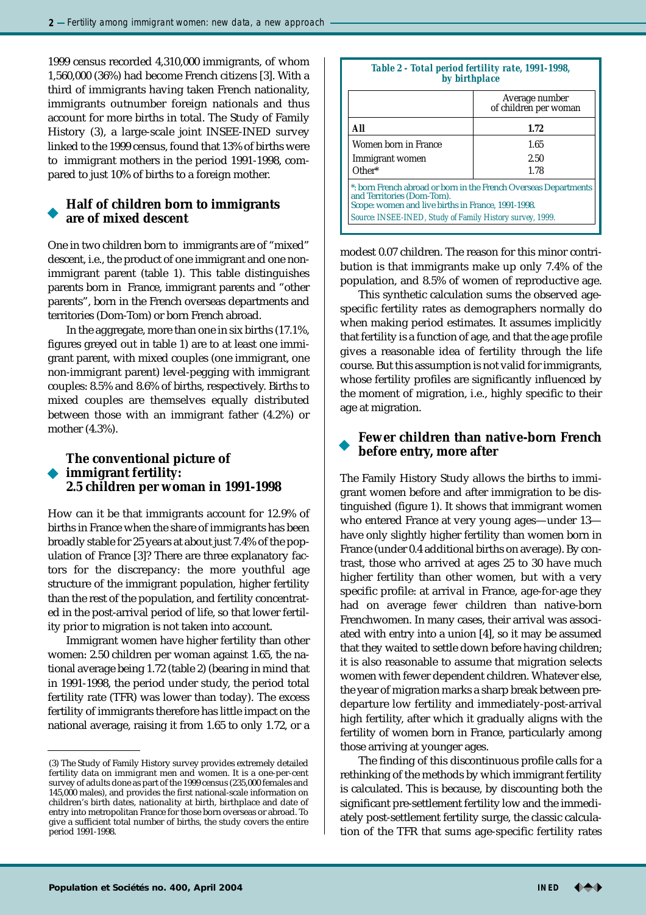1999 census recorded 4,310,000 immigrants, of whom 1,560,000 (36%) had become French citizens [3]. With a third of immigrants having taken French nationality, immigrants outnumber foreign nationals and thus account for more births in total. The Study of Family History (3), a large-scale joint INSEE-INED survey linked to the 1999 census, found that 13% of births were to immigrant mothers in the period 1991-1998, compared to just 10% of births to a foreign mother.

## Half of children born to immigrants are of mixed descent

One in two children born to immigrants are of "mixed" descent, i.e., the product of one immigrant and one non-immigrant parent (table 1). This table distinguishes parents born in France, immigrant parents and "other parents", born in the French overseas departments and territories (Dom-Tom) or born French abroad.

In the aggregate, more than one in six births (17.1%, figures greyed out in table 1) are to at least one immigrant parent, with mixed couples (one immigrant, one non-immigrant parent) level-pegging with immigrant couples: 8.5% and 8.6% of births, respectively. Births to mixed couples are themselves equally distributed between those with an immigrant father (4.2%) or mother (4.3%).

## The conventional picture of immigrant fertility: 2.5 children per woman in 1991-1998

How can it be that immigrants account for 12.9% of births in France when the share of immigrants has been broadly stable for 25 years at about just 7.4% of the population of France [3]? There are three explanatory factors for the discrepancy: the more youthful age structure of the immigrant population, higher fertility than the rest of the population, and fertility concentrated in the post-arrival period of life, so that lower fertility prior to migration is not taken into account.

Immigrant women have higher fertility than other women: 2.50 children per woman against 1.65, the national average being 1.72 (table 2) (bearing in mind that in 1991-1998, the period under study, the period total fertility rate (TFR) was lower than today). The excess fertility of immigrants therefore has little impact on the national average, raising it from 1.65 to only 1.72, or a modest 0.07 children. The reason for this minor contribution is that immigrants make up only 7.4% of the population, and 8.5% of women of reproductive age.

**Table 2 - Total period fertility rate, 1991-1998, by birthplace**

| | Average number of children per woman |
|---|---|
| **All** | **1.72** |
| Women born in France | 1.65 |
| Immigrant women | 2.50 |
| Other* | 1.78 |

*: born French abroad or born in the French Overseas Departments and Territories (Dom-Tom).
Scope: women and live births in France, 1991-1998.
Source: INSEE-INED, Study of Family History survey, 1999.

This synthetic calculation sums the observed age-specific fertility rates as demographers normally do when making period estimates. It assumes implicitly that fertility is a function of age, and that the age profile gives a reasonable idea of fertility through the life course. But this assumption is not valid for immigrants, whose fertility profiles are significantly influenced by the moment of migration, i.e., highly specific to their age at migration.

## Fewer children than native-born French before entry, more after

The Family History Study allows the births to immigrant women before and after immigration to be distinguished (figure 1). It shows that immigrant women who entered France at very young ages—under 13—have only slightly higher fertility than women born in France (under 0.4 additional births on average). By contrast, those who arrived at ages 25 to 30 have much higher fertility than other women, but with a very specific profile: at arrival in France, age-for-age they had on average *fewer* children than native-born Frenchwomen. In many cases, their arrival was associated with entry into a union [4], so it may be assumed that they waited to settle down before having children; it is also reasonable to assume that migration selects women with fewer dependent children. Whatever else, the year of migration marks a sharp break between pre-departure low fertility and immediately-post-arrival high fertility, after which it gradually aligns with the fertility of women born in France, particularly among those arriving at younger ages.

The finding of this discontinuous profile calls for a rethinking of the methods by which immigrant fertility is calculated. This is because, by discounting both the significant pre-settlement fertility low and the immediately post-settlement fertility surge, the classic calculation of the TFR that sums age-specific fertility rates

---

(3) The Study of Family History survey provides extremely detailed fertility data on immigrant men and women. It is a one-per-cent survey of adults done as part of the 1999 census (235,000 females and 145,000 males), and provides the first national-scale information on children's birth dates, nationality at birth, birthplace and date of entry into metropolitan France for those born overseas or abroad. To give a sufficient total number of births, the study covers the entire period 1991-1998.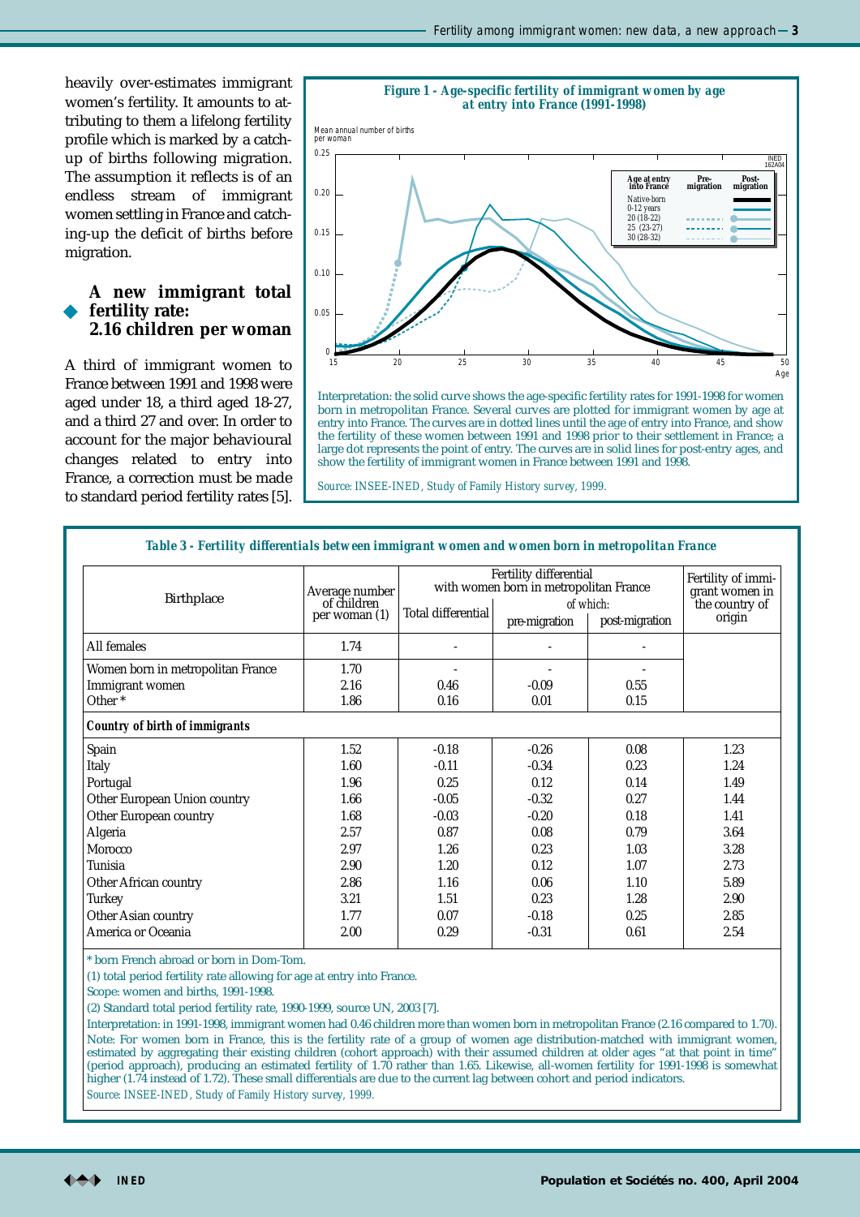heavily over-estimates immigrant women's fertility. It amounts to attributing to them a lifelong fertility profile which is marked by a catch-up of births following migration. The assumption it reflects is of an endless stream of immigrant women settling in France and catching-up the deficit of births before migration.

## A new immigrant total fertility rate: 2.16 children per woman

A third of immigrant women to France between 1991 and 1998 were aged under 18, a third aged 18-27, and a third 27 and over. In order to account for the major behavioural changes related to entry into France, a correction must be made to standard period fertility rates [5].

**Figure 1 - Age-specific fertility of immigrant women by age at entry into France (1991-1998)**

Interpretation: the solid curve shows the age-specific fertility rates for 1991-1998 for women born in metropolitan France. Several curves are plotted for immigrant women by age at entry into France. The curves are in dotted lines until the age of entry into France, and show the fertility of these women between 1991 and 1998 prior to their settlement in France; a large dot represents the point of entry. The curves are in solid lines for post-entry ages, and show the fertility of immigrant women in France between 1991 and 1998.

*Source: INSEE-INED, Study of Family History survey, 1999.*

**Table 3 - Fertility differentials between immigrant women and women born in metropolitan France**

| Birthplace | Average number of children per woman (1) | Fertility differential with women born in metropolitan France | | | Fertility of immigrant women in the country of origin |
|---|---|---|---|---|---|
| | | Total differential | of which: pre-migration | of which: post-migration | |
| All females | 1.74 | - | - | - | |
| Women born in metropolitan France | 1.70 | - | - | - | |
| Immigrant women | 2.16 | 0.46 | -0.09 | 0.55 | |
| Other * | 1.86 | 0.16 | 0.01 | 0.15 | |
| ***Country of birth of immigrants*** | | | | | |
| Spain | 1.52 | -0.18 | -0.26 | 0.08 | 1.23 |
| Italy | 1.60 | -0.11 | -0.34 | 0.23 | 1.24 |
| Portugal | 1.96 | 0.25 | 0.12 | 0.14 | 1.49 |
| Other European Union country | 1.66 | -0.05 | -0.32 | 0.27 | 1.44 |
| Other European country | 1.68 | -0.03 | -0.20 | 0.18 | 1.41 |
| Algeria | 2.57 | 0.87 | 0.08 | 0.79 | 3.64 |
| Morocco | 2.97 | 1.26 | 0.23 | 1.03 | 3.28 |
| Tunisia | 2.90 | 1.20 | 0.12 | 1.07 | 2.73 |
| Other African country | 2.86 | 1.16 | 0.06 | 1.10 | 5.89 |
| Turkey | 3.21 | 1.51 | 0.23 | 1.28 | 2.90 |
| Other Asian country | 1.77 | 0.07 | -0.18 | 0.25 | 2.85 |
| America or Oceania | 2.00 | 0.29 | -0.31 | 0.61 | 2.54 |

\* born French abroad or born in Dom-Tom.

(1) total period fertility rate allowing for age at entry into France.

Scope: women and births, 1991-1998.

(2) Standard total period fertility rate, 1990-1999, source UN, 2003 [7].

Interpretation: in 1991-1998, immigrant women had 0.46 children more than women born in metropolitan France (2.16 compared to 1.70).

Note: For women born in France, this is the fertility rate of a group of women age distribution-matched with immigrant women, estimated by aggregating their existing children (cohort approach) with their assumed children at older ages "at that point in time" (period approach), producing an estimated fertility of 1.70 rather than 1.65. Likewise, all-women fertility for 1991-1998 is somewhat higher (1.74 instead of 1.72). These small differentials are due to the current lag between cohort and period indicators.

*Source: INSEE-INED, Study of Family History survey, 1999.*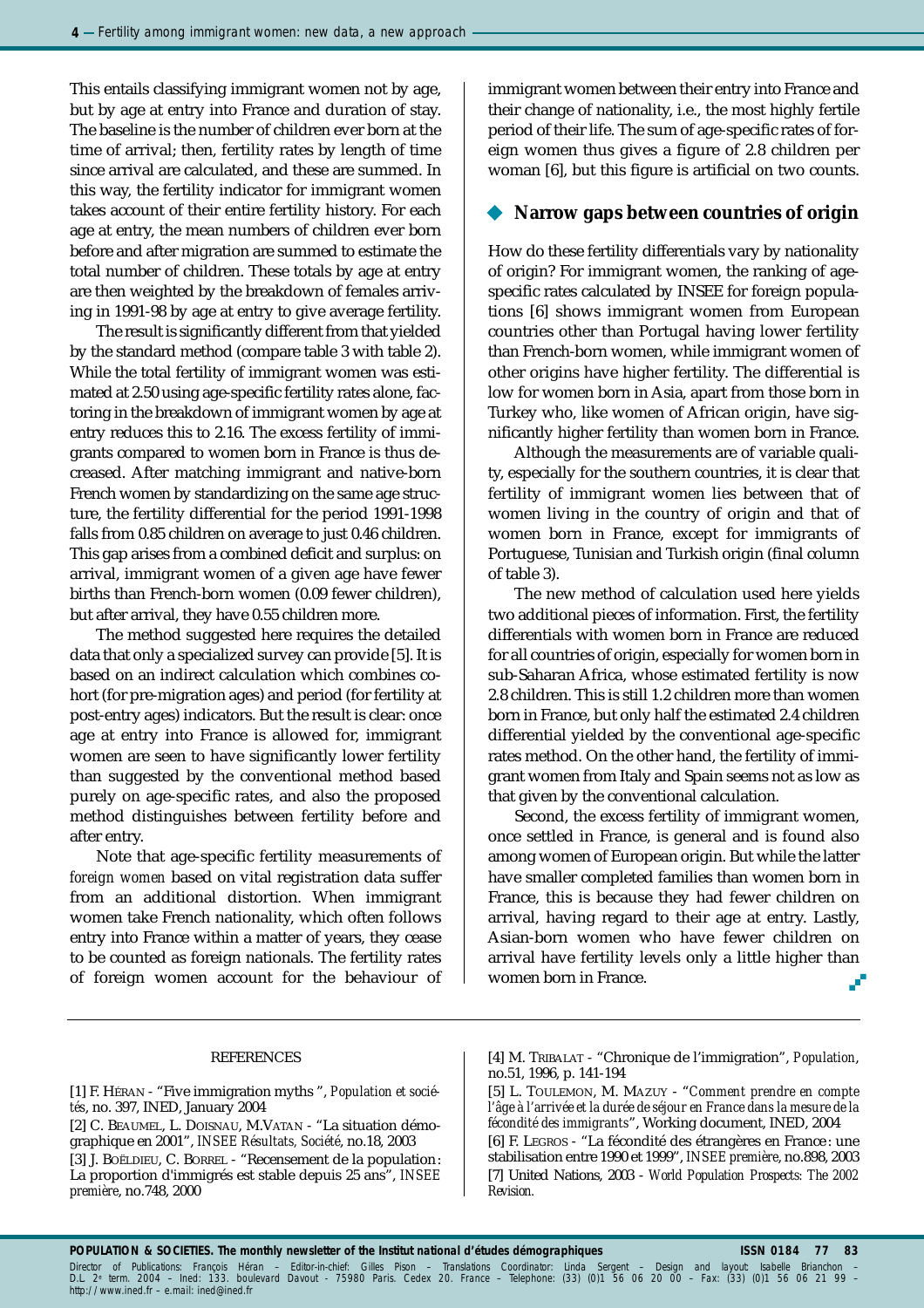This entails classifying immigrant women not by age, but by age at entry into France and duration of stay. The baseline is the number of children ever born at the time of arrival; then, fertility rates by length of time since arrival are calculated, and these are summed. In this way, the fertility indicator for immigrant women takes account of their entire fertility history. For each age at entry, the mean numbers of children ever born before and after migration are summed to estimate the total number of children. These totals by age at entry are then weighted by the breakdown of females arriving in 1991-98 by age at entry to give average fertility.

The result is significantly different from that yielded by the standard method (compare table 3 with table 2). While the total fertility of immigrant women was estimated at 2.50 using age-specific fertility rates alone, factoring in the breakdown of immigrant women by age at entry reduces this to 2.16. The excess fertility of immigrants compared to women born in France is thus decreased. After matching immigrant and native-born French women by standardizing on the same age structure, the fertility differential for the period 1991-1998 falls from 0.85 children on average to just 0.46 children. This gap arises from a combined deficit and surplus: on arrival, immigrant women of a given age have fewer births than French-born women (0.09 fewer children), but after arrival, they have 0.55 children more.

The method suggested here requires the detailed data that only a specialized survey can provide [5]. It is based on an indirect calculation which combines cohort (for pre-migration ages) and period (for fertility at post-entry ages) indicators. But the result is clear: once age at entry into France is allowed for, immigrant women are seen to have significantly lower fertility than suggested by the conventional method based purely on age-specific rates, and also the proposed method distinguishes between fertility before and after entry.

Note that age-specific fertility measurements of *foreign women* based on vital registration data suffer from an additional distortion. When immigrant women take French nationality, which often follows entry into France within a matter of years, they cease to be counted as foreign nationals. The fertility rates of foreign women account for the behaviour of immigrant women between their entry into France and their change of nationality, i.e., the most highly fertile period of their life. The sum of age-specific rates of foreign women thus gives a figure of 2.8 children per woman [6], but this figure is artificial on two counts.

## Narrow gaps between countries of origin

How do these fertility differentials vary by nationality of origin? For immigrant women, the ranking of age-specific rates calculated by INSEE for foreign populations [6] shows immigrant women from European countries other than Portugal having lower fertility than French-born women, while immigrant women of other origins have higher fertility. The differential is low for women born in Asia, apart from those born in Turkey who, like women of African origin, have significantly higher fertility than women born in France.

Although the measurements are of variable quality, especially for the southern countries, it is clear that fertility of immigrant women lies between that of women living in the country of origin and that of women born in France, except for immigrants of Portuguese, Tunisian and Turkish origin (final column of table 3).

The new method of calculation used here yields two additional pieces of information. First, the fertility differentials with women born in France are reduced for all countries of origin, especially for women born in sub-Saharan Africa, whose estimated fertility is now 2.8 children. This is still 1.2 children more than women born in France, but only half the estimated 2.4 children differential yielded by the conventional age-specific rates method. On the other hand, the fertility of immigrant women from Italy and Spain seems not as low as that given by the conventional calculation.

Second, the excess fertility of immigrant women, once settled in France, is general and is found also among women of European origin. But while the latter have smaller completed families than women born in France, this is because they had fewer children on arrival, having regard to their age at entry. Lastly, Asian-born women who have fewer children on arrival have fertility levels only a little higher than women born in France.

### REFERENCES

[1] F. Héran - "Five immigration myths ", *Population et sociétés*, no. 397, INED, January 2004

[2] C. Beaumel, L. Doisnau, M.Vatan - "La situation démographique en 2001", *INSEE Résultats, Société*, no.18, 2003

[3] J. Boëldieu, C. Borrel - "Recensement de la population: La proportion d'immigrés est stable depuis 25 ans", *INSEE première*, no.748, 2000

[4] M. Tribalat - "Chronique de l'immigration", *Population*, no.51, 1996, p. 141-194

[5] L. Toulemon, M. Mazuy - "*Comment prendre en compte l'âge à l'arrivée et la durée de séjour en France dans la mesure de la fécondité des immigrants*", Working document, INED, 2004

[6] F. Legros - "La fécondité des étrangères en France: une stabilisation entre 1990 et 1999", *INSEE première*, no.898, 2003

[7] United Nations, 2003 - *World Population Prospects: The 2002 Revision.*

**POPULATION & SOCIETIES. The monthly newsletter of the Institut national d'études démographiques** **ISSN 0184 77 83**

Director of Publications: François Héran – Editor-in-chief: Gilles Pison – Translations Coordinator: Linda Sergent – Design and layout: Isabelle Brianchon – D.L. 2e term. 2004 – Ined: 133. boulevard Davout - 75980 Paris. Cedex 20. France – Telephone: (33) (0)1 56 06 20 00 – Fax: (33) (0)1 56 06 21 99 – http://www.ined.fr – e.mail: ined@ined.fr